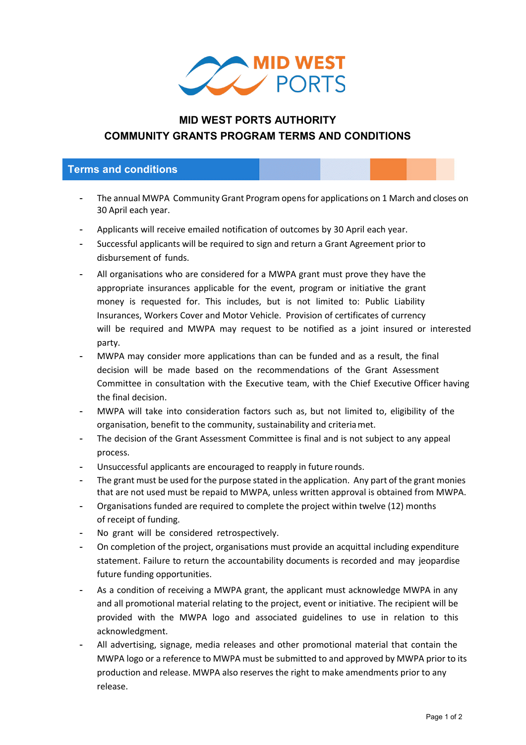# MID WEST PORTS AUTHORITY
# COMMUNITY GRANTS PROGRAM TERMS AND CONDITIONS

## Terms and conditions

- The annual MWPA Community Grant Program opens for applications on 1 March and closes on 30 April each year.
- Applicants will receive emailed notification of outcomes by 30 April each year.
- Successful applicants will be required to sign and return a Grant Agreement prior to disbursement of funds.
- All organisations who are considered for a MWPA grant must prove they have the appropriate insurances applicable for the event, program or initiative the grant money is requested for. This includes, but is not limited to: Public Liability Insurances, Workers Cover and Motor Vehicle. Provision of certificates of currency will be required and MWPA may request to be notified as a joint insured or interested party.
- MWPA may consider more applications than can be funded and as a result, the final decision will be made based on the recommendations of the Grant Assessment Committee in consultation with the Executive team, with the Chief Executive Officer having the final decision.
- MWPA will take into consideration factors such as, but not limited to, eligibility of the organisation, benefit to the community, sustainability and criteria met.
- The decision of the Grant Assessment Committee is final and is not subject to any appeal process.
- Unsuccessful applicants are encouraged to reapply in future rounds.
- The grant must be used for the purpose stated in the application. Any part of the grant monies that are not used must be repaid to MWPA, unless written approval is obtained from MWPA.
- Organisations funded are required to complete the project within twelve (12) months of receipt of funding.
- No grant will be considered retrospectively.
- On completion of the project, organisations must provide an acquittal including expenditure statement. Failure to return the accountability documents is recorded and may jeopardise future funding opportunities.
- As a condition of receiving a MWPA grant, the applicant must acknowledge MWPA in any and all promotional material relating to the project, event or initiative. The recipient will be provided with the MWPA logo and associated guidelines to use in relation to this acknowledgment.
- All advertising, signage, media releases and other promotional material that contain the MWPA logo or a reference to MWPA must be submitted to and approved by MWPA prior to its production and release. MWPA also reserves the right to make amendments prior to any release.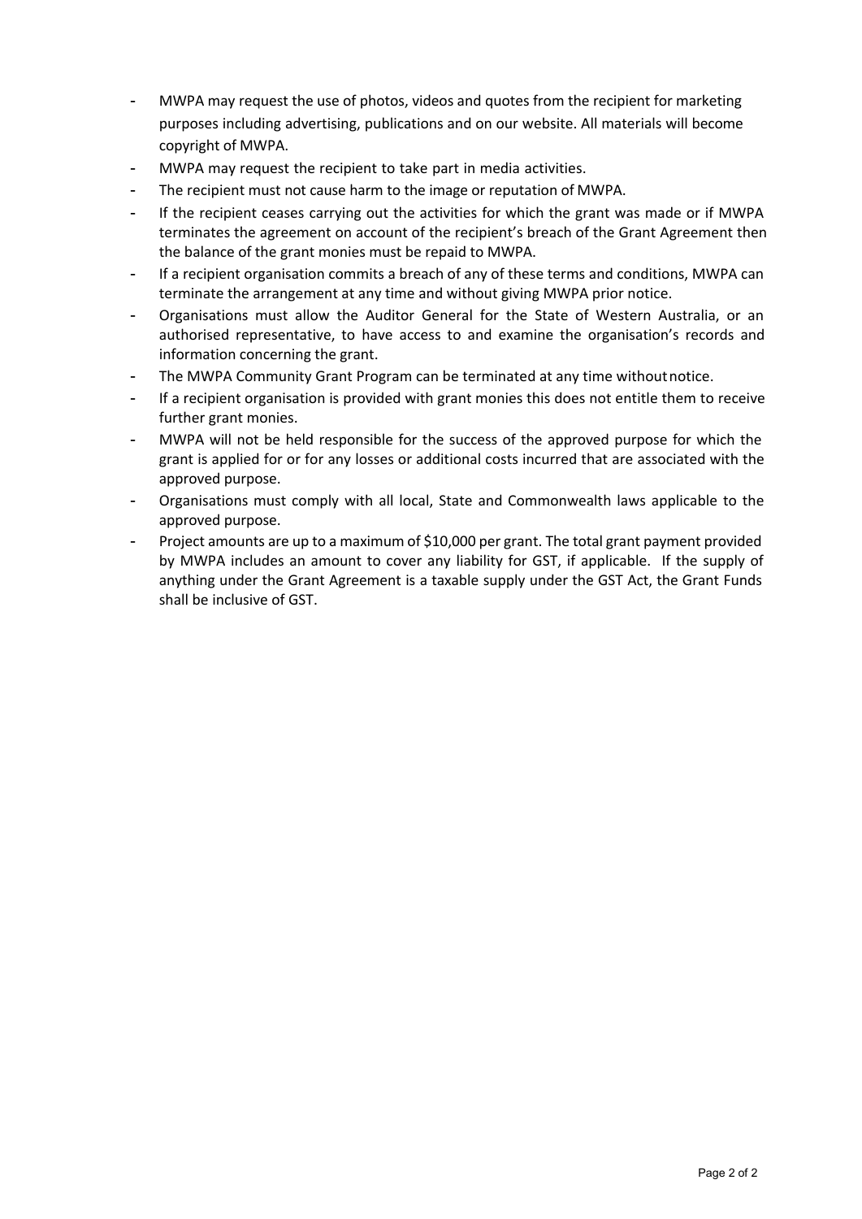- MWPA may request the use of photos, videos and quotes from the recipient for marketing purposes including advertising, publications and on our website. All materials will become copyright of MWPA.
- MWPA may request the recipient to take part in media activities.
- The recipient must not cause harm to the image or reputation of MWPA.
- If the recipient ceases carrying out the activities for which the grant was made or if MWPA terminates the agreement on account of the recipient's breach of the Grant Agreement then the balance of the grant monies must be repaid to MWPA.
- If a recipient organisation commits a breach of any of these terms and conditions, MWPA can terminate the arrangement at any time and without giving MWPA prior notice.
- Organisations must allow the Auditor General for the State of Western Australia, or an authorised representative, to have access to and examine the organisation's records and information concerning the grant.
- The MWPA Community Grant Program can be terminated at any time without notice.
- If a recipient organisation is provided with grant monies this does not entitle them to receive further grant monies.
- MWPA will not be held responsible for the success of the approved purpose for which the grant is applied for or for any losses or additional costs incurred that are associated with the approved purpose.
- Organisations must comply with all local, State and Commonwealth laws applicable to the approved purpose.
- Project amounts are up to a maximum of $10,000 per grant. The total grant payment provided by MWPA includes an amount to cover any liability for GST, if applicable. If the supply of anything under the Grant Agreement is a taxable supply under the GST Act, the Grant Funds shall be inclusive of GST.